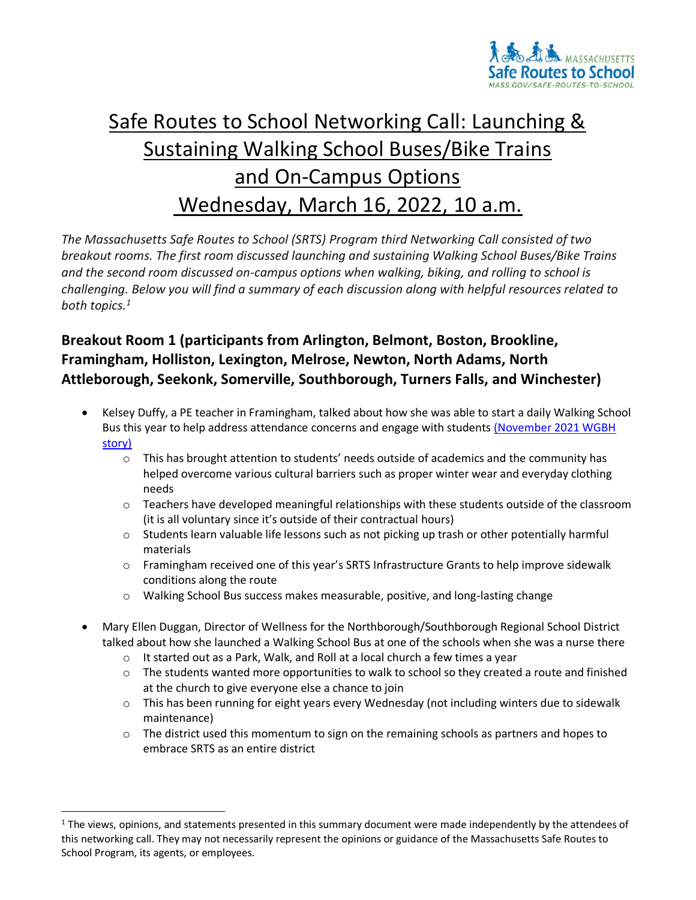# Safe Routes to School Networking Call: Launching & Sustaining Walking School Buses/Bike Trains and On-Campus Options Wednesday, March 16, 2022, 10 a.m.

*The Massachusetts Safe Routes to School (SRTS) Program third Networking Call consisted of two breakout rooms. The first room discussed launching and sustaining Walking School Buses/Bike Trains and the second room discussed on-campus options when walking, biking, and rolling to school is challenging. Below you will find a summary of each discussion along with helpful resources related to both topics.*[1]

## Breakout Room 1 (participants from Arlington, Belmont, Boston, Brookline, Framingham, Holliston, Lexington, Melrose, Newton, North Adams, North Attleborough, Seekonk, Somerville, Southborough, Turners Falls, and Winchester)

- Kelsey Duffy, a PE teacher in Framingham, talked about how she was able to start a daily Walking School Bus this year to help address attendance concerns and engage with students (November 2021 WGBH story)
  - This has brought attention to students' needs outside of academics and the community has helped overcome various cultural barriers such as proper winter wear and everyday clothing needs
  - Teachers have developed meaningful relationships with these students outside of the classroom (it is all voluntary since it's outside of their contractual hours)
  - Students learn valuable life lessons such as not picking up trash or other potentially harmful materials
  - Framingham received one of this year's SRTS Infrastructure Grants to help improve sidewalk conditions along the route
  - Walking School Bus success makes measurable, positive, and long-lasting change

- Mary Ellen Duggan, Director of Wellness for the Northborough/Southborough Regional School District talked about how she launched a Walking School Bus at one of the schools when she was a nurse there
  - It started out as a Park, Walk, and Roll at a local church a few times a year
  - The students wanted more opportunities to walk to school so they created a route and finished at the church to give everyone else a chance to join
  - This has been running for eight years every Wednesday (not including winters due to sidewalk maintenance)
  - The district used this momentum to sign on the remaining schools as partners and hopes to embrace SRTS as an entire district

[1] The views, opinions, and statements presented in this summary document were made independently by the attendees of this networking call. They may not necessarily represent the opinions or guidance of the Massachusetts Safe Routes to School Program, its agents, or employees.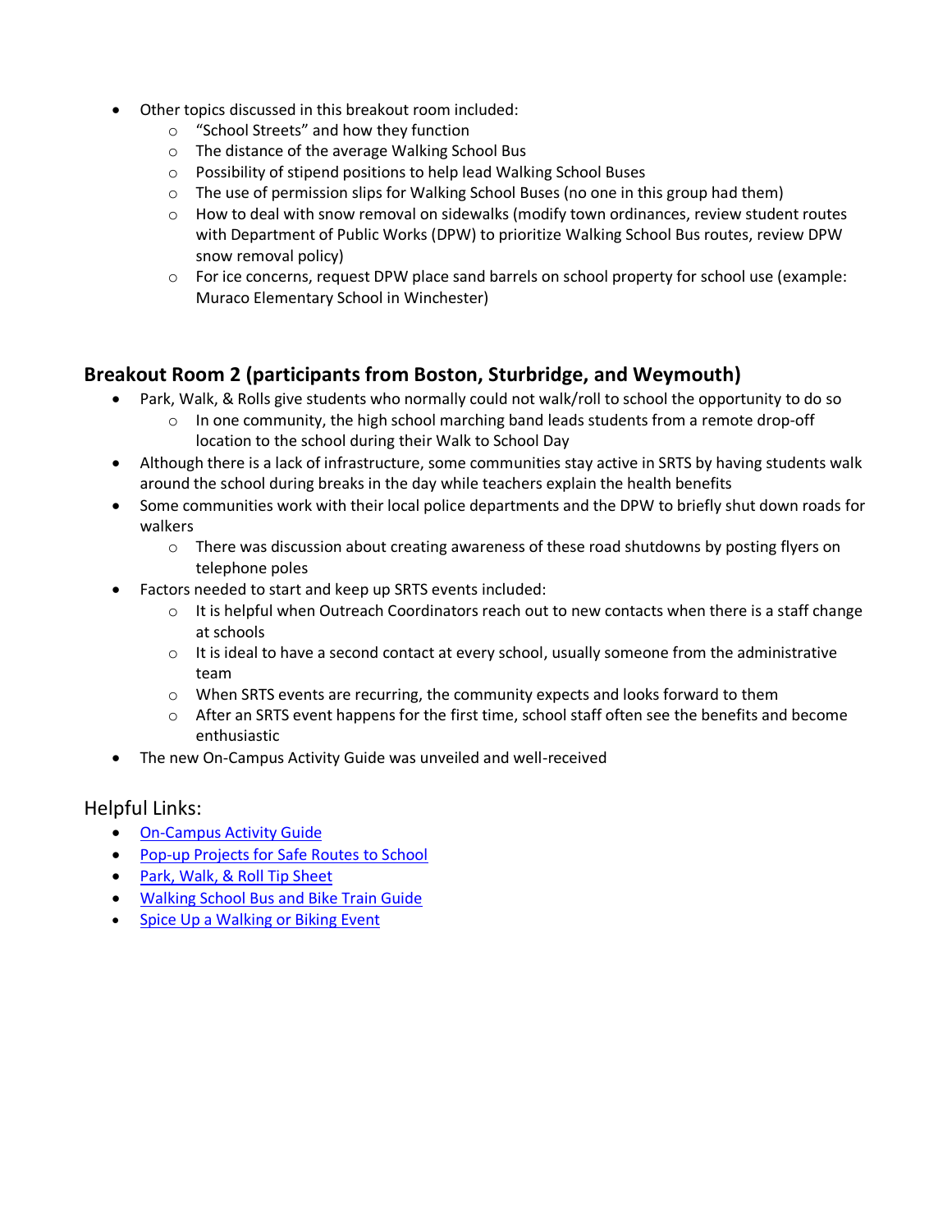- Other topics discussed in this breakout room included:
  - "School Streets" and how they function
  - The distance of the average Walking School Bus
  - Possibility of stipend positions to help lead Walking School Buses
  - The use of permission slips for Walking School Buses (no one in this group had them)
  - How to deal with snow removal on sidewalks (modify town ordinances, review student routes with Department of Public Works (DPW) to prioritize Walking School Bus routes, review DPW snow removal policy)
  - For ice concerns, request DPW place sand barrels on school property for school use (example: Muraco Elementary School in Winchester)

## Breakout Room 2 (participants from Boston, Sturbridge, and Weymouth)

- Park, Walk, & Rolls give students who normally could not walk/roll to school the opportunity to do so
  - In one community, the high school marching band leads students from a remote drop-off location to the school during their Walk to School Day
- Although there is a lack of infrastructure, some communities stay active in SRTS by having students walk around the school during breaks in the day while teachers explain the health benefits
- Some communities work with their local police departments and the DPW to briefly shut down roads for walkers
  - There was discussion about creating awareness of these road shutdowns by posting flyers on telephone poles
- Factors needed to start and keep up SRTS events included:
  - It is helpful when Outreach Coordinators reach out to new contacts when there is a staff change at schools
  - It is ideal to have a second contact at every school, usually someone from the administrative team
  - When SRTS events are recurring, the community expects and looks forward to them
  - After an SRTS event happens for the first time, school staff often see the benefits and become enthusiastic
- The new On-Campus Activity Guide was unveiled and well-received

## Helpful Links:

- On-Campus Activity Guide
- Pop-up Projects for Safe Routes to School
- Park, Walk, & Roll Tip Sheet
- Walking School Bus and Bike Train Guide
- Spice Up a Walking or Biking Event